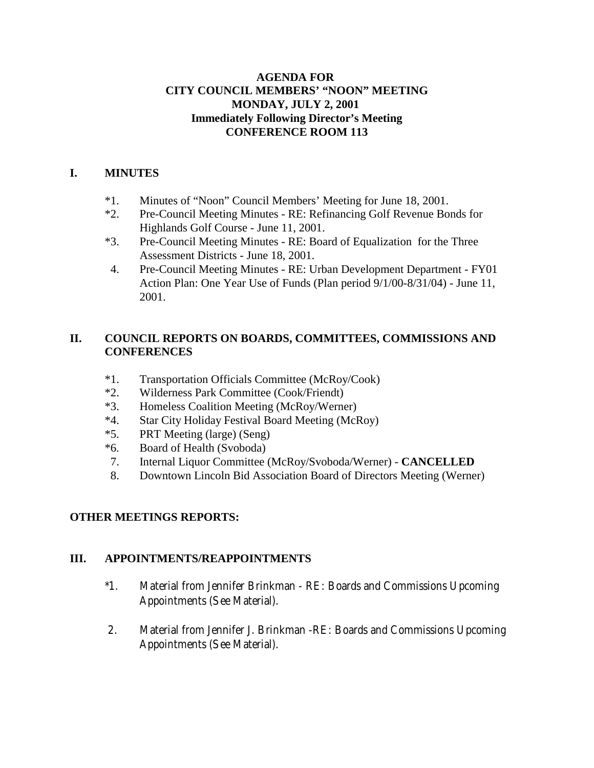**AGENDA FOR**
**CITY COUNCIL MEMBERS' "NOON" MEETING**
**MONDAY, JULY 2, 2001**
**Immediately Following Director's Meeting**
**CONFERENCE ROOM 113**

## I. MINUTES

*1. Minutes of "Noon" Council Members' Meeting for June 18, 2001.

*2. Pre-Council Meeting Minutes - RE: Refinancing Golf Revenue Bonds for Highlands Golf Course - June 11, 2001.

*3. Pre-Council Meeting Minutes - RE: Board of Equalization for the Three Assessment Districts - June 18, 2001.

4. Pre-Council Meeting Minutes - RE: Urban Development Department - FY01 Action Plan: One Year Use of Funds (Plan period 9/1/00-8/31/04) - June 11, 2001.

## II. COUNCIL REPORTS ON BOARDS, COMMITTEES, COMMISSIONS AND CONFERENCES

*1. Transportation Officials Committee (McRoy/Cook)

*2. Wilderness Park Committee (Cook/Friendt)

*3. Homeless Coalition Meeting (McRoy/Werner)

*4. Star City Holiday Festival Board Meeting (McRoy)

*5. PRT Meeting (large) (Seng)

*6. Board of Health (Svoboda)

7. Internal Liquor Committee (McRoy/Svoboda/Werner) - **CANCELLED**

8. Downtown Lincoln Bid Association Board of Directors Meeting (Werner)

**OTHER MEETINGS REPORTS:**

## III. APPOINTMENTS/REAPPOINTMENTS

*1. Material from Jennifer Brinkman - RE: Boards and Commissions Upcoming Appointments (See Material).

2. Material from Jennifer J. Brinkman -RE: Boards and Commissions Upcoming Appointments (See Material).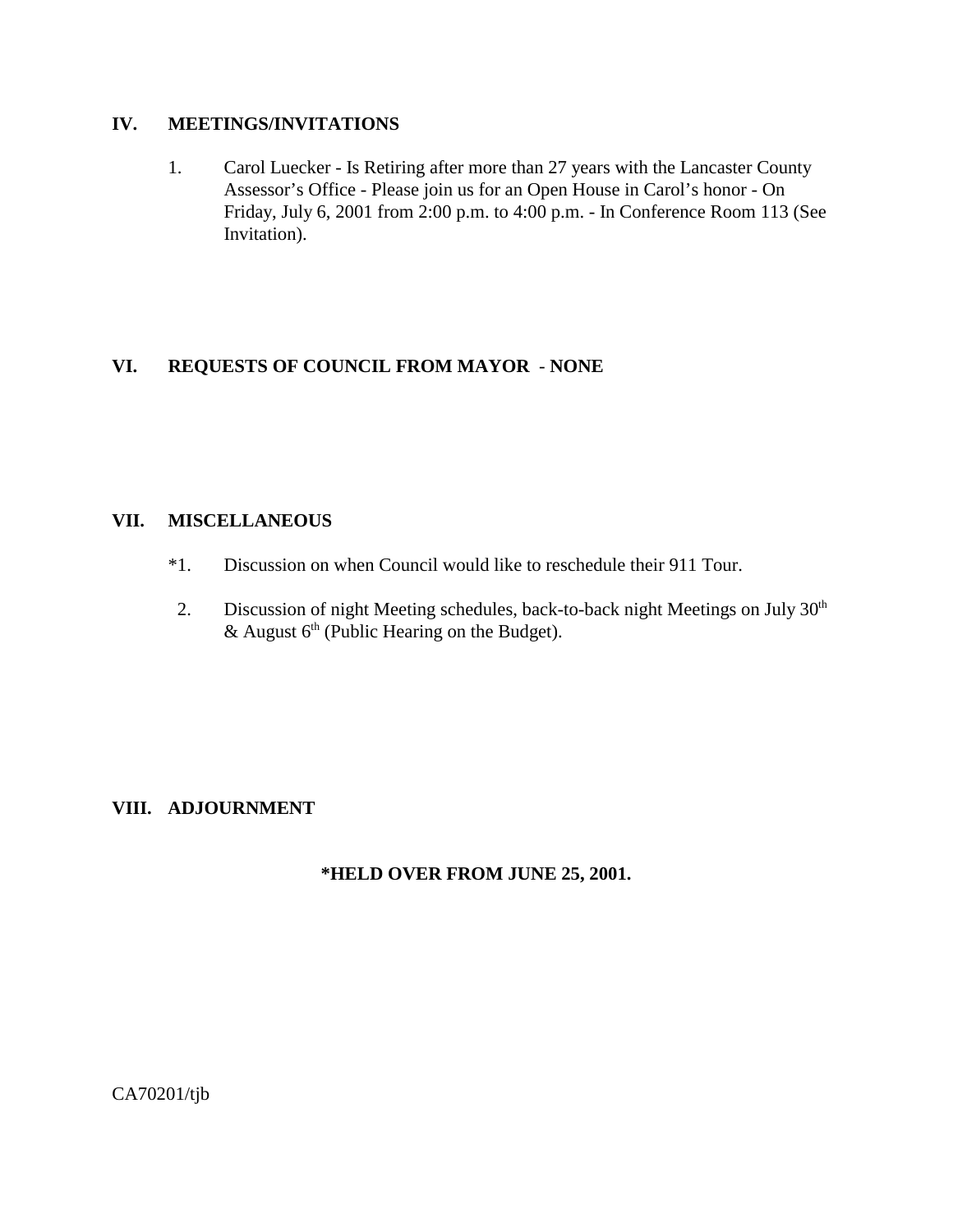## IV. MEETINGS/INVITATIONS

1. Carol Luecker - Is Retiring after more than 27 years with the Lancaster County Assessor's Office - Please join us for an Open House in Carol's honor - On Friday, July 6, 2001 from 2:00 p.m. to 4:00 p.m. - In Conference Room 113 (See Invitation).

## VI. REQUESTS OF COUNCIL FROM MAYOR - NONE

## VII. MISCELLANEOUS

*1. Discussion on when Council would like to reschedule their 911 Tour.

2. Discussion of night Meeting schedules, back-to-back night Meetings on July 30th & August 6th (Public Hearing on the Budget).

## VIII. ADJOURNMENT

**\*HELD OVER FROM JUNE 25, 2001.**

CA70201/tjb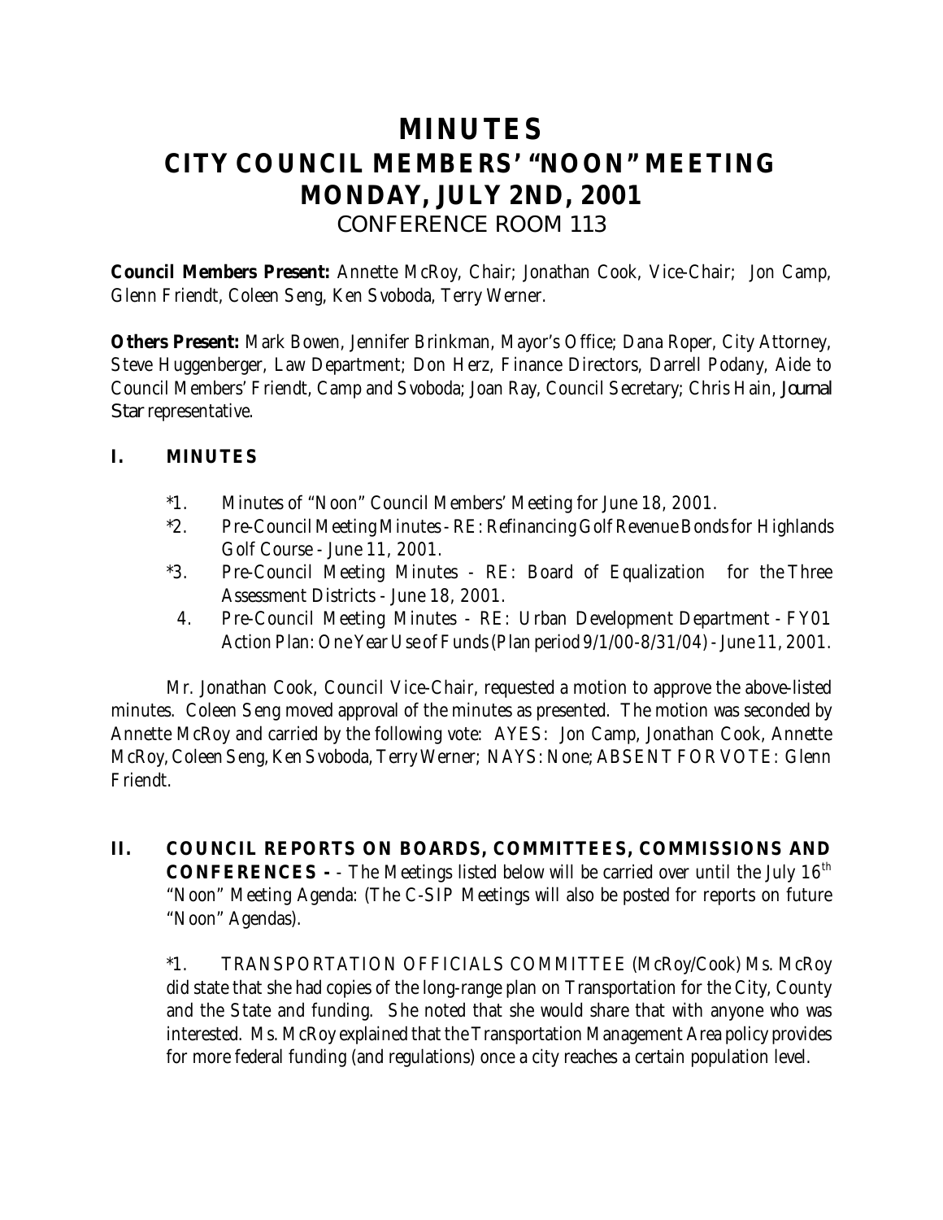# MINUTES
# CITY COUNCIL MEMBERS' "NOON" MEETING
# MONDAY, JULY 2ND, 2001
CONFERENCE ROOM 113

**Council Members Present:** Annette McRoy, Chair; Jonathan Cook, Vice-Chair; Jon Camp, Glenn Friendt, Coleen Seng, Ken Svoboda, Terry Werner.

**Others Present:** Mark Bowen, Jennifer Brinkman, Mayor's Office; Dana Roper, City Attorney, Steve Huggenberger, Law Department; Don Herz, Finance Directors, Darrell Podany, Aide to Council Members' Friendt, Camp and Svoboda; Joan Ray, Council Secretary; Chris Hain, *Journal Star* representative.

## I. MINUTES

*1. Minutes of "Noon" Council Members' Meeting for June 18, 2001.

*2. Pre-Council Meeting Minutes - RE: Refinancing Golf Revenue Bonds for Highlands Golf Course - June 11, 2001.

*3. Pre-Council Meeting Minutes - RE: Board of Equalization for the Three Assessment Districts - June 18, 2001.

4. Pre-Council Meeting Minutes - RE: Urban Development Department - FY01 Action Plan: One Year Use of Funds (Plan period 9/1/00-8/31/04) - June 11, 2001.

Mr. Jonathan Cook, Council Vice-Chair, requested a motion to approve the above-listed minutes. Coleen Seng moved approval of the minutes as presented. The motion was seconded by Annette McRoy and carried by the following vote: AYES: Jon Camp, Jonathan Cook, Annette McRoy, Coleen Seng, Ken Svoboda, Terry Werner; NAYS: None; ABSENT FOR VOTE: Glenn Friendt.

## II. COUNCIL REPORTS ON BOARDS, COMMITTEES, COMMISSIONS AND CONFERENCES -

- The Meetings listed below will be carried over until the July 16th "Noon" Meeting Agenda: (The C-SIP Meetings will also be posted for reports on future "Noon" Agendas).

*1. TRANSPORTATION OFFICIALS COMMITTEE (McRoy/Cook) Ms. McRoy did state that she had copies of the long-range plan on Transportation for the City, County and the State and funding. She noted that she would share that with anyone who was interested. Ms. McRoy explained that the Transportation Management Area policy provides for more federal funding (and regulations) once a city reaches a certain population level.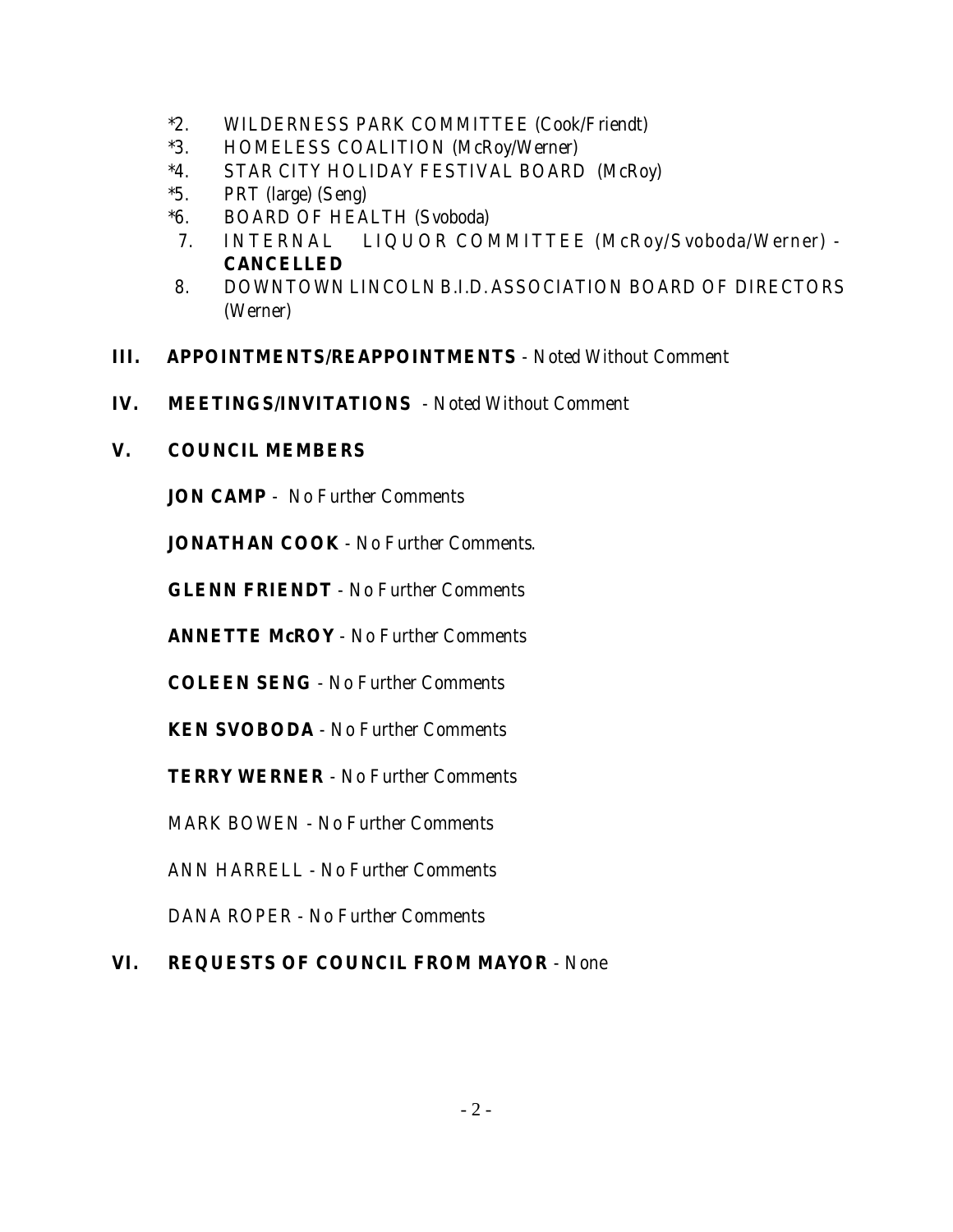*2. WILDERNESS PARK COMMITTEE (Cook/Friendt)
*3. HOMELESS COALITION (McRoy/Werner)
*4. STAR CITY HOLIDAY FESTIVAL BOARD (McRoy)
*5. PRT (large) (Seng)
*6. BOARD OF HEALTH (Svoboda)
7. INTERNAL LIQUOR COMMITTEE (McRoy/Svoboda/Werner) - **CANCELLED**
8. DOWNTOWN LINCOLN B.I.D. ASSOCIATION BOARD OF DIRECTORS (Werner)

**III. APPOINTMENTS/REAPPOINTMENTS** - Noted Without Comment

**IV. MEETINGS/INVITATIONS** - Noted Without Comment

**V. COUNCIL MEMBERS**

**JON CAMP** - No Further Comments

**JONATHAN COOK** - No Further Comments.

**GLENN FRIENDT** - No Further Comments

**ANNETTE McROY** - No Further Comments

**COLEEN SENG** - No Further Comments

**KEN SVOBODA** - No Further Comments

**TERRY WERNER** - No Further Comments

MARK BOWEN - No Further Comments

ANN HARRELL - No Further Comments

DANA ROPER - No Further Comments

**VI. REQUESTS OF COUNCIL FROM MAYOR** - None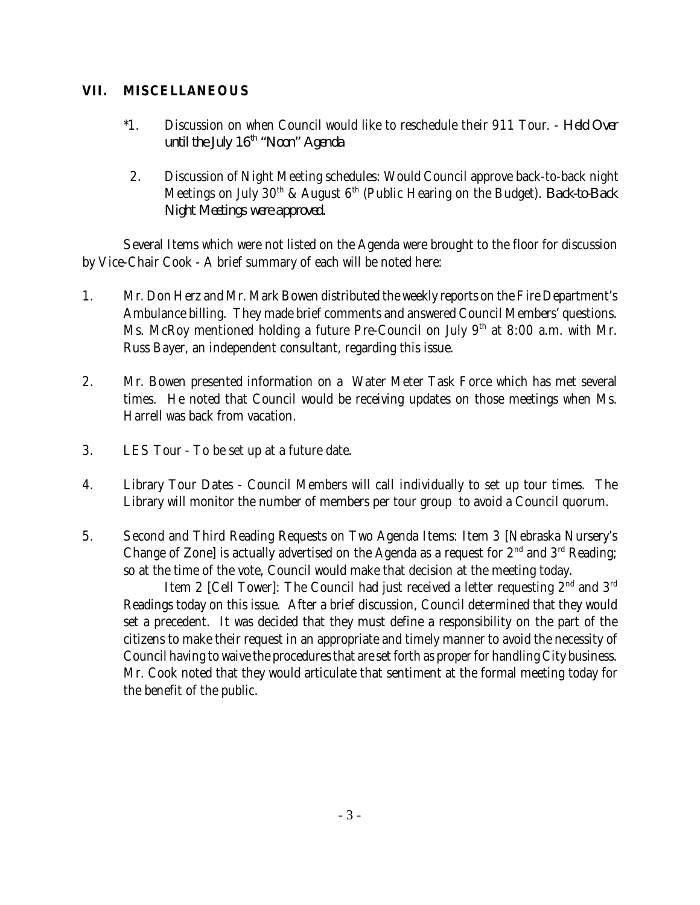## VII. MISCELLANEOUS

*1. Discussion on when Council would like to reschedule their 911 Tour. - *Held Over until the July 16th "Noon" Agenda*

2. Discussion of Night Meeting schedules: Would Council approve back-to-back night Meetings on July 30th & August 6th (Public Hearing on the Budget). *Back-to-Back Night Meetings were approved.*

Several Items which were not listed on the Agenda were brought to the floor for discussion by Vice-Chair Cook - A brief summary of each will be noted here:

1. Mr. Don Herz and Mr. Mark Bowen distributed the weekly reports on the Fire Department's Ambulance billing. They made brief comments and answered Council Members' questions. Ms. McRoy mentioned holding a future Pre-Council on July 9th at 8:00 a.m. with Mr. Russ Bayer, an independent consultant, regarding this issue.

2. Mr. Bowen presented information on a Water Meter Task Force which has met several times. He noted that Council would be receiving updates on those meetings when Ms. Harrell was back from vacation.

3. LES Tour - To be set up at a future date.

4. Library Tour Dates - Council Members will call individually to set up tour times. The Library will monitor the number of members per tour group to avoid a Council quorum.

5. Second and Third Reading Requests on Two Agenda Items: Item 3 [Nebraska Nursery's Change of Zone] is actually advertised on the Agenda as a request for 2nd and 3rd Reading; so at the time of the vote, Council would make that decision at the meeting today.

   Item 2 [Cell Tower]: The Council had just received a letter requesting 2nd and 3rd Readings today on this issue. After a brief discussion, Council determined that they would set a precedent. It was decided that they must define a responsibility on the part of the citizens to make their request in an appropriate and timely manner to avoid the necessity of Council having to waive the procedures that are set forth as proper for handling City business. Mr. Cook noted that they would articulate that sentiment at the formal meeting today for the benefit of the public.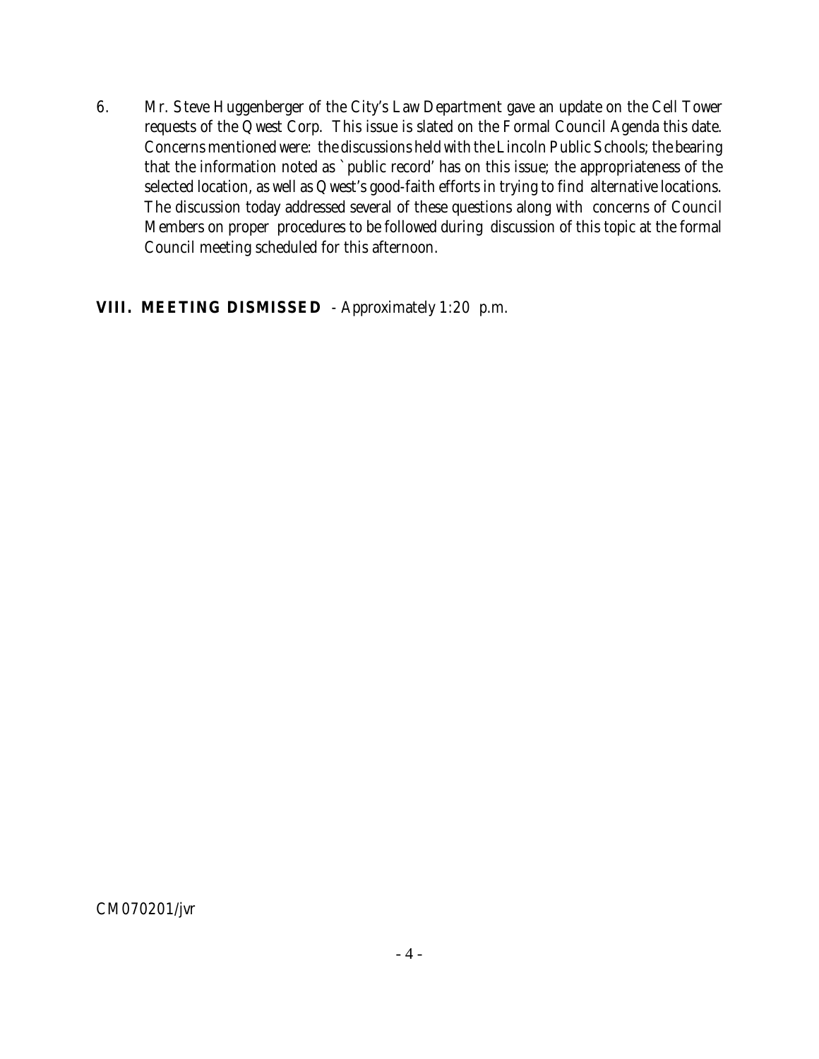6. Mr. Steve Huggenberger of the City's Law Department gave an update on the Cell Tower requests of the Qwest Corp. This issue is slated on the Formal Council Agenda this date. Concerns mentioned were: the discussions held with the Lincoln Public Schools; the bearing that the information noted as `public record' has on this issue; the appropriateness of the selected location, as well as Qwest's good-faith efforts in trying to find alternative locations. The discussion today addressed several of these questions along with concerns of Council Members on proper procedures to be followed during discussion of this topic at the formal Council meeting scheduled for this afternoon.

**VIII. MEETING DISMISSED** - Approximately 1:20 p.m.

CM070201/jvr